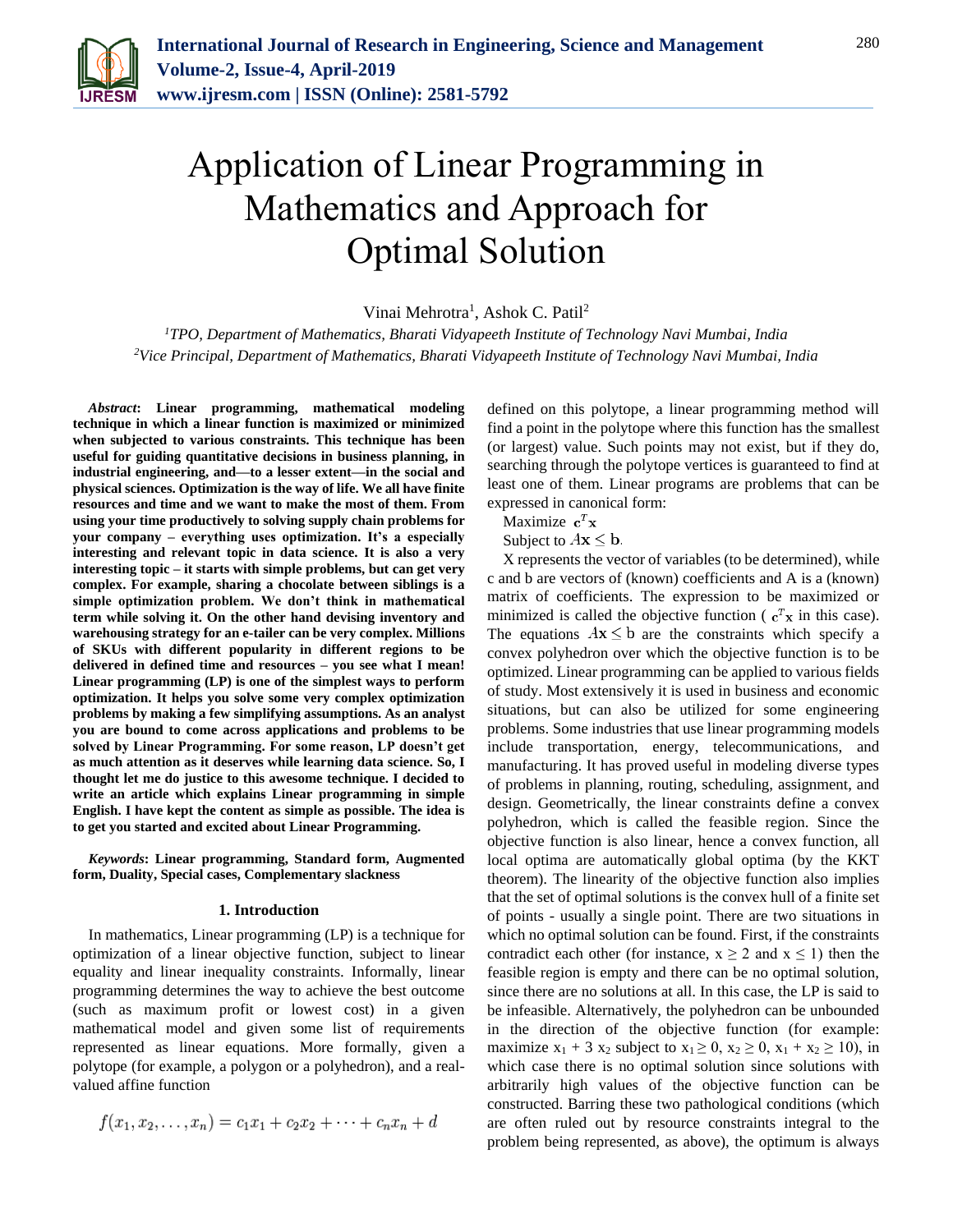# Application of Linear Programming in Mathematics and Approach for Optimal Solution

Vinai Mehrotra[1], Ashok C. Patil[2]

[1]*TPO, Department of Mathematics, Bharati Vidyapeeth Institute of Technology Navi Mumbai, India*
[2]*Vice Principal, Department of Mathematics, Bharati Vidyapeeth Institute of Technology Navi Mumbai, India*

***Abstract*: Linear programming, mathematical modeling technique in which a linear function is maximized or minimized when subjected to various constraints. This technique has been useful for guiding quantitative decisions in business planning, in industrial engineering, and—to a lesser extent—in the social and physical sciences. Optimization is the way of life. We all have finite resources and time and we want to make the most of them. From using your time productively to solving supply chain problems for your company – everything uses optimization. It's a especially interesting and relevant topic in data science. It is also a very interesting topic – it starts with simple problems, but can get very complex. For example, sharing a chocolate between siblings is a simple optimization problem. We don't think in mathematical term while solving it. On the other hand devising inventory and warehousing strategy for an e-tailer can be very complex. Millions of SKUs with different popularity in different regions to be delivered in defined time and resources – you see what I mean! Linear programming (LP) is one of the simplest ways to perform optimization. It helps you solve some very complex optimization problems by making a few simplifying assumptions. As an analyst you are bound to come across applications and problems to be solved by Linear Programming. For some reason, LP doesn't get as much attention as it deserves while learning data science. So, I thought let me do justice to this awesome technique. I decided to write an article which explains Linear programming in simple English. I have kept the content as simple as possible. The idea is to get you started and excited about Linear Programming.**

***Keywords*: Linear programming, Standard form, Augmented form, Duality, Special cases, Complementary slackness**

## 1. Introduction

In mathematics, Linear programming (LP) is a technique for optimization of a linear objective function, subject to linear equality and linear inequality constraints. Informally, linear programming determines the way to achieve the best outcome (such as maximum profit or lowest cost) in a given mathematical model and given some list of requirements represented as linear equations. More formally, given a polytope (for example, a polygon or a polyhedron), and a real-valued affine function

$$f(x_1, x_2, \ldots, x_n) = c_1x_1 + c_2x_2 + \cdots + c_nx_n + d$$

defined on this polytope, a linear programming method will find a point in the polytope where this function has the smallest (or largest) value. Such points may not exist, but if they do, searching through the polytope vertices is guaranteed to find at least one of them. Linear programs are problems that can be expressed in canonical form:

Maximize $\mathbf{c}^T\mathbf{x}$
Subject to $A\mathbf{x} \leq \mathbf{b}$.

X represents the vector of variables (to be determined), while c and b are vectors of (known) coefficients and A is a (known) matrix of coefficients. The expression to be maximized or minimized is called the objective function ( $\mathbf{c}^T\mathbf{x}$ in this case). The equations $A\mathbf{x} \leq \mathbf{b}$ are the constraints which specify a convex polyhedron over which the objective function is to be optimized. Linear programming can be applied to various fields of study. Most extensively it is used in business and economic situations, but can also be utilized for some engineering problems. Some industries that use linear programming models include transportation, energy, telecommunications, and manufacturing. It has proved useful in modeling diverse types of problems in planning, routing, scheduling, assignment, and design. Geometrically, the linear constraints define a convex polyhedron, which is called the feasible region. Since the objective function is also linear, hence a convex function, all local optima are automatically global optima (by the KKT theorem). The linearity of the objective function also implies that the set of optimal solutions is the convex hull of a finite set of points - usually a single point. There are two situations in which no optimal solution can be found. First, if the constraints contradict each other (for instance, $x \geq 2$ and $x \leq 1$) then the feasible region is empty and there can be no optimal solution, since there are no solutions at all. In this case, the LP is said to be infeasible. Alternatively, the polyhedron can be unbounded in the direction of the objective function (for example: maximize $x_1 + 3\,x_2$ subject to $x_1 \geq 0$, $x_2 \geq 0$, $x_1 + x_2 \geq 10$), in which case there is no optimal solution since solutions with arbitrarily high values of the objective function can be constructed. Barring these two pathological conditions (which are often ruled out by resource constraints integral to the problem being represented, as above), the optimum is always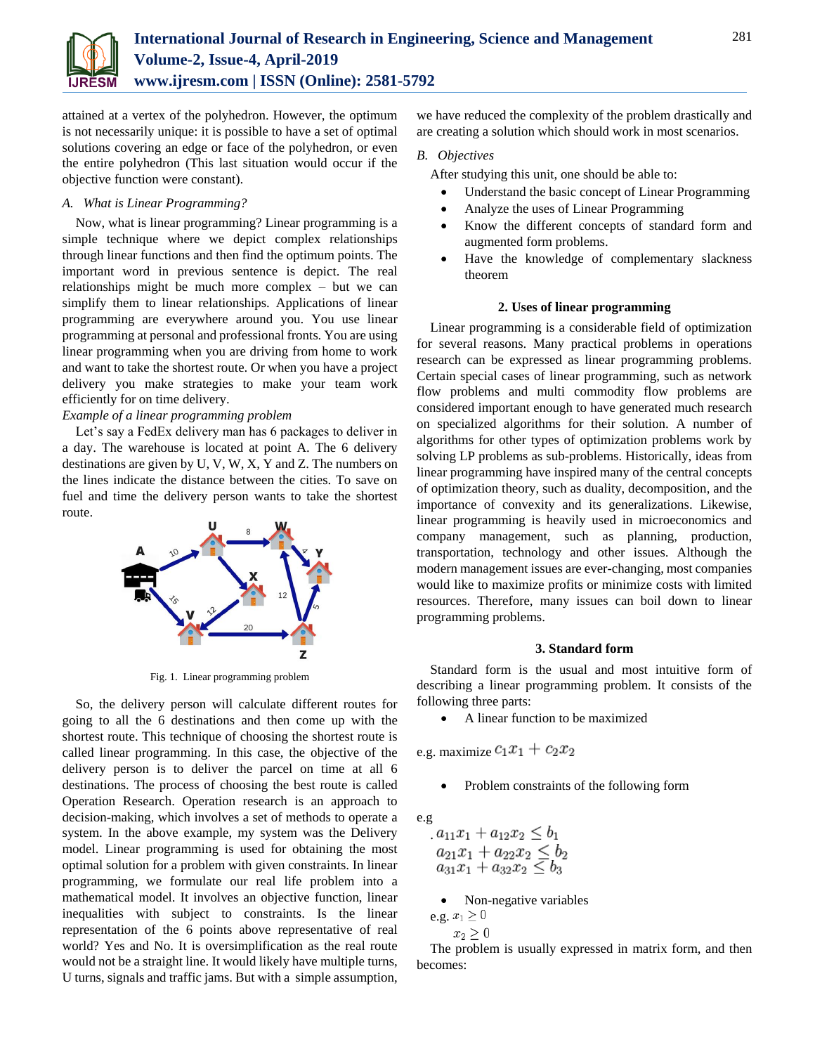attained at a vertex of the polyhedron. However, the optimum is not necessarily unique: it is possible to have a set of optimal solutions covering an edge or face of the polyhedron, or even the entire polyhedron (This last situation would occur if the objective function were constant).

### A. What is Linear Programming?

Now, what is linear programming? Linear programming is a simple technique where we depict complex relationships through linear functions and then find the optimum points. The important word in previous sentence is depict. The real relationships might be much more complex – but we can simplify them to linear relationships. Applications of linear programming are everywhere around you. You use linear programming at personal and professional fronts. You are using linear programming when you are driving from home to work and want to take the shortest route. Or when you have a project delivery you make strategies to make your team work efficiently for on time delivery.

*Example of a linear programming problem*

Let's say a FedEx delivery man has 6 packages to deliver in a day. The warehouse is located at point A. The 6 delivery destinations are given by U, V, W, X, Y and Z. The numbers on the lines indicate the distance between the cities. To save on fuel and time the delivery person wants to take the shortest route.

Fig. 1. Linear programming problem

So, the delivery person will calculate different routes for going to all the 6 destinations and then come up with the shortest route. This technique of choosing the shortest route is called linear programming. In this case, the objective of the delivery person is to deliver the parcel on time at all 6 destinations. The process of choosing the best route is called Operation Research. Operation research is an approach to decision-making, which involves a set of methods to operate a system. In the above example, my system was the Delivery model. Linear programming is used for obtaining the most optimal solution for a problem with given constraints. In linear programming, we formulate our real life problem into a mathematical model. It involves an objective function, linear inequalities with subject to constraints. Is the linear representation of the 6 points above representative of real world? Yes and No. It is oversimplification as the real route would not be a straight line. It would likely have multiple turns, U turns, signals and traffic jams. But with a simple assumption, we have reduced the complexity of the problem drastically and are creating a solution which should work in most scenarios.

### B. Objectives

After studying this unit, one should be able to:

- Understand the basic concept of Linear Programming
- Analyze the uses of Linear Programming
- Know the different concepts of standard form and augmented form problems.
- Have the knowledge of complementary slackness theorem

## 2. Uses of linear programming

Linear programming is a considerable field of optimization for several reasons. Many practical problems in operations research can be expressed as linear programming problems. Certain special cases of linear programming, such as network flow problems and multi commodity flow problems are considered important enough to have generated much research on specialized algorithms for their solution. A number of algorithms for other types of optimization problems work by solving LP problems as sub-problems. Historically, ideas from linear programming have inspired many of the central concepts of optimization theory, such as duality, decomposition, and the importance of convexity and its generalizations. Likewise, linear programming is heavily used in microeconomics and company management, such as planning, production, transportation, technology and other issues. Although the modern management issues are ever-changing, most companies would like to maximize profits or minimize costs with limited resources. Therefore, many issues can boil down to linear programming problems.

## 3. Standard form

Standard form is the usual and most intuitive form of describing a linear programming problem. It consists of the following three parts:

- A linear function to be maximized

e.g. maximize $c_1x_1 + c_2x_2$

- Problem constraints of the following form

e.g

$$
\begin{aligned}
a_{11}x_1 + a_{12}x_2 &\leq b_1 \\
a_{21}x_1 + a_{22}x_2 &\leq b_2 \\
a_{31}x_1 + a_{32}x_2 &\leq b_3
\end{aligned}
$$

- Non-negative variables

e.g. $x_1 \geq 0$

$x_2 \geq 0$

The problem is usually expressed in matrix form, and then becomes: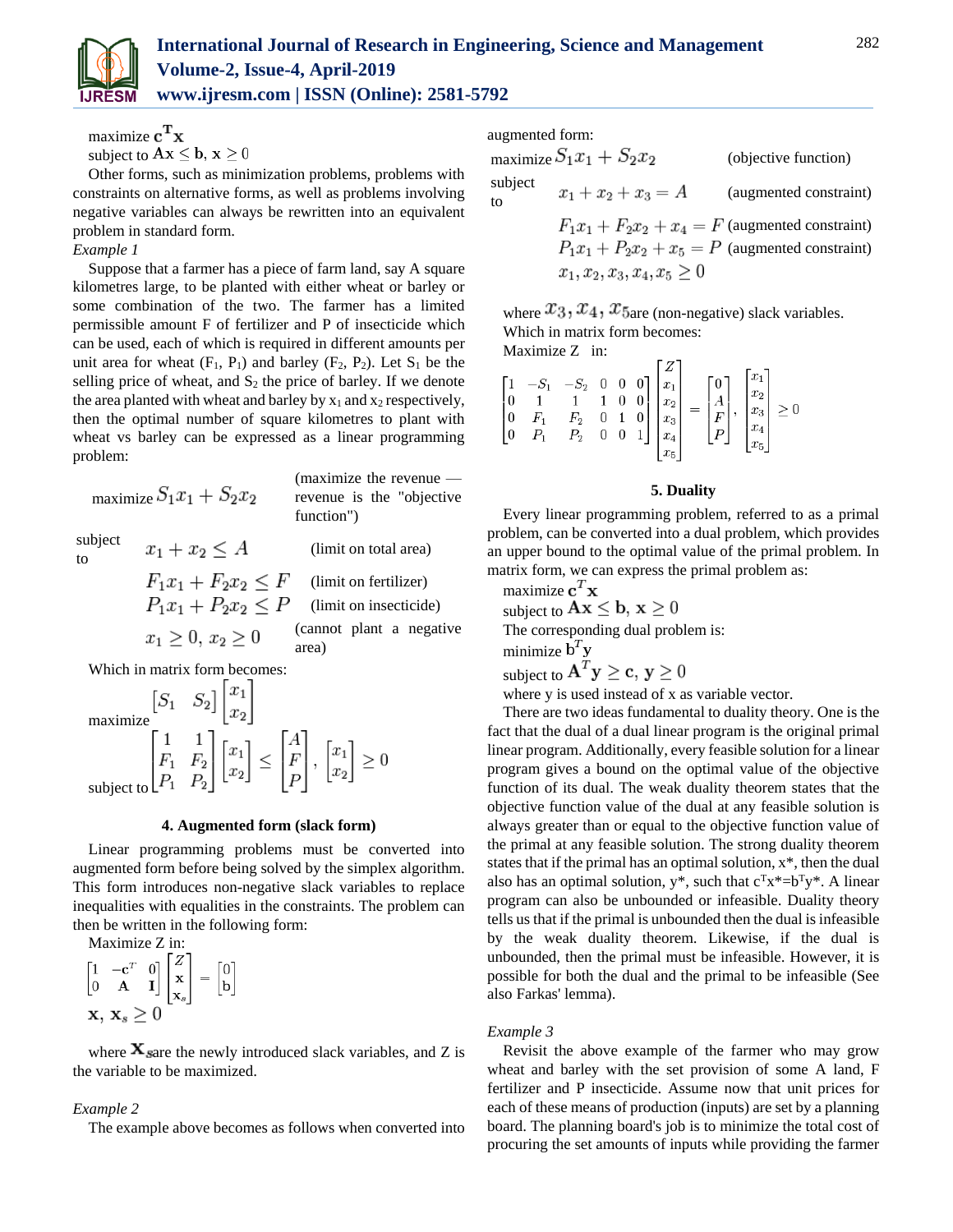maximize $\mathbf{c}^{\mathrm{T}}\mathbf{x}$

subject to $\mathbf{A}\mathbf{x} \leq \mathbf{b}$, $\mathbf{x} \geq 0$

Other forms, such as minimization problems, problems with constraints on alternative forms, as well as problems involving negative variables can always be rewritten into an equivalent problem in standard form.

*Example 1*

Suppose that a farmer has a piece of farm land, say A square kilometres large, to be planted with either wheat or barley or some combination of the two. The farmer has a limited permissible amount F of fertilizer and P of insecticide which can be used, each of which is required in different amounts per unit area for wheat ($F_1$, $P_1$) and barley ($F_2$, $P_2$). Let $S_1$ be the selling price of wheat, and $S_2$ the price of barley. If we denote the area planted with wheat and barley by $x_1$ and $x_2$ respectively, then the optimal number of square kilometres to plant with wheat vs barley can be expressed as a linear programming problem:

| | | |
|---|---|---|
| maximize | $S_1x_1 + S_2x_2$ | (maximize the revenue — revenue is the "objective function") |
| subject to | $x_1 + x_2 \leq A$ | (limit on total area) |
| | $F_1x_1 + F_2x_2 \leq F$ | (limit on fertilizer) |
| | $P_1x_1 + P_2x_2 \leq P$ | (limit on insecticide) |
| | $x_1 \geq 0,\ x_2 \geq 0$ | (cannot plant a negative area) |

Which in matrix form becomes:

maximize $\begin{bmatrix} S_1 & S_2 \end{bmatrix} \begin{bmatrix} x_1 \\ x_2 \end{bmatrix}$

subject to $\begin{bmatrix} 1 & 1 \\ F_1 & F_2 \\ P_1 & P_2 \end{bmatrix} \begin{bmatrix} x_1 \\ x_2 \end{bmatrix} \leq \begin{bmatrix} A \\ F \\ P \end{bmatrix}, \begin{bmatrix} x_1 \\ x_2 \end{bmatrix} \geq 0$

### 4. Augmented form (slack form)

Linear programming problems must be converted into augmented form before being solved by the simplex algorithm. This form introduces non-negative slack variables to replace inequalities with equalities in the constraints. The problem can then be written in the following form:

Maximize Z in:

$$\begin{bmatrix} 1 & -\mathbf{c}^T & 0 \\ 0 & \mathbf{A} & \mathbf{I} \end{bmatrix} \begin{bmatrix} Z \\ \mathbf{x} \\ \mathbf{x}_s \end{bmatrix} = \begin{bmatrix} 0 \\ \mathbf{b} \end{bmatrix}$$

$\mathbf{x},\ \mathbf{x}_s \geq 0$

where $\mathbf{x}_s$ are the newly introduced slack variables, and Z is the variable to be maximized.

*Example 2*

The example above becomes as follows when converted into augmented form:

| | | |
|---|---|---|
| maximize | $S_1x_1 + S_2x_2$ | (objective function) |
| subject to | $x_1 + x_2 + x_3 = A$ | (augmented constraint) |
| | $F_1x_1 + F_2x_2 + x_4 = F$ | (augmented constraint) |
| | $P_1x_1 + P_2x_2 + x_5 = P$ | (augmented constraint) |
| | $x_1, x_2, x_3, x_4, x_5 \geq 0$ | |

where $x_3, x_4, x_5$ are (non-negative) slack variables.

Which in matrix form becomes:

Maximize Z in:

$$\begin{bmatrix} 1 & -S_1 & -S_2 & 0 & 0 & 0 \\ 0 & 1 & 1 & 1 & 0 & 0 \\ 0 & F_1 & F_2 & 0 & 1 & 0 \\ 0 & P_1 & P_2 & 0 & 0 & 1 \end{bmatrix} \begin{bmatrix} Z \\ x_1 \\ x_2 \\ x_3 \\ x_4 \\ x_5 \end{bmatrix} = \begin{bmatrix} 0 \\ A \\ F \\ P \end{bmatrix}, \begin{bmatrix} x_1 \\ x_2 \\ x_3 \\ x_4 \\ x_5 \end{bmatrix} \geq 0$$

### 5. Duality

Every linear programming problem, referred to as a primal problem, can be converted into a dual problem, which provides an upper bound to the optimal value of the primal problem. In matrix form, we can express the primal problem as:

maximize $\mathbf{c}^T\mathbf{x}$

subject to $\mathbf{A}\mathbf{x} \leq \mathbf{b}$, $\mathbf{x} \geq 0$

The corresponding dual problem is:

minimize $\mathbf{b}^T\mathbf{y}$

subject to $\mathbf{A}^T\mathbf{y} \geq \mathbf{c}$, $\mathbf{y} \geq 0$

where y is used instead of x as variable vector.

There are two ideas fundamental to duality theory. One is the fact that the dual of a dual linear program is the original primal linear program. Additionally, every feasible solution for a linear program gives a bound on the optimal value of the objective function of its dual. The weak duality theorem states that the objective function value of the dual at any feasible solution is always greater than or equal to the objective function value of the primal at any feasible solution. The strong duality theorem states that if the primal has an optimal solution, x*, then the dual also has an optimal solution, y*, such that $c^Tx^* = b^Ty^*$. A linear program can also be unbounded or infeasible. Duality theory tells us that if the primal is unbounded then the dual is infeasible by the weak duality theorem. Likewise, if the dual is unbounded, then the primal must be infeasible. However, it is possible for both the dual and the primal to be infeasible (See also Farkas' lemma).

*Example 3*

Revisit the above example of the farmer who may grow wheat and barley with the set provision of some A land, F fertilizer and P insecticide. Assume now that unit prices for each of these means of production (inputs) are set by a planning board. The planning board's job is to minimize the total cost of procuring the set amounts of inputs while providing the farmer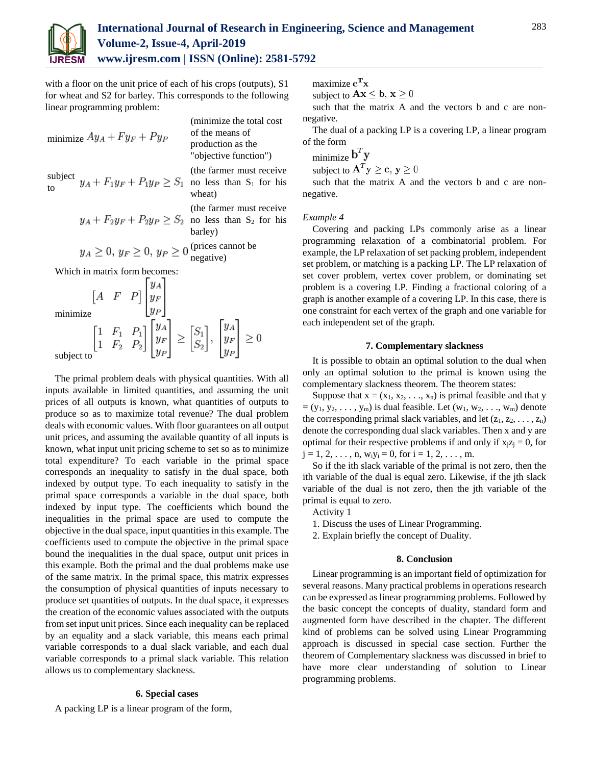with a floor on the unit price of each of his crops (outputs), S1 for wheat and S2 for barley. This corresponds to the following linear programming problem:

minimize $Ay_A + Fy_F + Py_P$ (minimize the total cost of the means of production as the "objective function")

subject to $y_A + F_1y_F + P_1y_P \geq S_1$ (the farmer must receive no less than $S_1$ for his wheat)

$y_A + F_2y_F + P_2y_P \geq S_2$ (the farmer must receive no less than $S_2$ for his barley)

$y_A \geq 0,\, y_F \geq 0,\, y_P \geq 0$ (prices cannot be negative)

Which in matrix form becomes:

minimize
$$\begin{bmatrix} A & F & P \end{bmatrix} \begin{bmatrix} y_A \\ y_F \\ y_P \end{bmatrix}$$

subject to
$$\begin{bmatrix} 1 & F_1 & P_1 \\ 1 & F_2 & P_2 \end{bmatrix} \begin{bmatrix} y_A \\ y_F \\ y_P \end{bmatrix} \geq \begin{bmatrix} S_1 \\ S_2 \end{bmatrix}, \quad \begin{bmatrix} y_A \\ y_F \\ y_P \end{bmatrix} \geq 0$$

The primal problem deals with physical quantities. With all inputs available in limited quantities, and assuming the unit prices of all outputs is known, what quantities of outputs to produce so as to maximize total revenue? The dual problem deals with economic values. With floor guarantees on all output unit prices, and assuming the available quantity of all inputs is known, what input unit pricing scheme to set so as to minimize total expenditure? To each variable in the primal space corresponds an inequality to satisfy in the dual space, both indexed by output type. To each inequality to satisfy in the primal space corresponds a variable in the dual space, both indexed by input type. The coefficients which bound the inequalities in the primal space are used to compute the objective in the dual space, input quantities in this example. The coefficients used to compute the objective in the primal space bound the inequalities in the dual space, output unit prices in this example. Both the primal and the dual problems make use of the same matrix. In the primal space, this matrix expresses the consumption of physical quantities of inputs necessary to produce set quantities of outputs. In the dual space, it expresses the creation of the economic values associated with the outputs from set input unit prices. Since each inequality can be replaced by an equality and a slack variable, this means each primal variable corresponds to a dual slack variable, and each dual variable corresponds to a primal slack variable. This relation allows us to complementary slackness.

### 6. Special cases

A packing LP is a linear program of the form,

maximize $\mathbf{c}^T\mathbf{x}$

subject to $\mathbf{A}\mathbf{x} \leq \mathbf{b},\, \mathbf{x} \geq 0$

such that the matrix A and the vectors b and c are non-negative.

The dual of a packing LP is a covering LP, a linear program of the form

minimize $\mathbf{b}^T\mathbf{y}$

subject to $\mathbf{A}^T\mathbf{y} \geq \mathbf{c},\, \mathbf{y} \geq 0$

such that the matrix A and the vectors b and c are non-negative.

*Example 4*

Covering and packing LPs commonly arise as a linear programming relaxation of a combinatorial problem. For example, the LP relaxation of set packing problem, independent set problem, or matching is a packing LP. The LP relaxation of set cover problem, vertex cover problem, or dominating set problem is a covering LP. Finding a fractional coloring of a graph is another example of a covering LP. In this case, there is one constraint for each vertex of the graph and one variable for each independent set of the graph.

### 7. Complementary slackness

It is possible to obtain an optimal solution to the dual when only an optimal solution to the primal is known using the complementary slackness theorem. The theorem states:

Suppose that $x = (x_1, x_2, \ldots, x_n)$ is primal feasible and that $y = (y_1, y_2, \ldots, y_m)$ is dual feasible. Let $(w_1, w_2, \ldots, w_m)$ denote the corresponding primal slack variables, and let $(z_1, z_2, \ldots, z_n)$ denote the corresponding dual slack variables. Then x and y are optimal for their respective problems if and only if $x_jz_j = 0$, for $j = 1, 2, \ldots, n$, $w_iy_i = 0$, for $i = 1, 2, \ldots, m$.

So if the ith slack variable of the primal is not zero, then the ith variable of the dual is equal zero. Likewise, if the jth slack variable of the dual is not zero, then the jth variable of the primal is equal to zero.

Activity 1

1. Discuss the uses of Linear Programming.
2. Explain briefly the concept of Duality.

### 8. Conclusion

Linear programming is an important field of optimization for several reasons. Many practical problems in operations research can be expressed as linear programming problems. Followed by the basic concept the concepts of duality, standard form and augmented form have described in the chapter. The different kind of problems can be solved using Linear Programming approach is discussed in special case section. Further the theorem of Complementary slackness was discussed in brief to have more clear understanding of solution to Linear programming problems.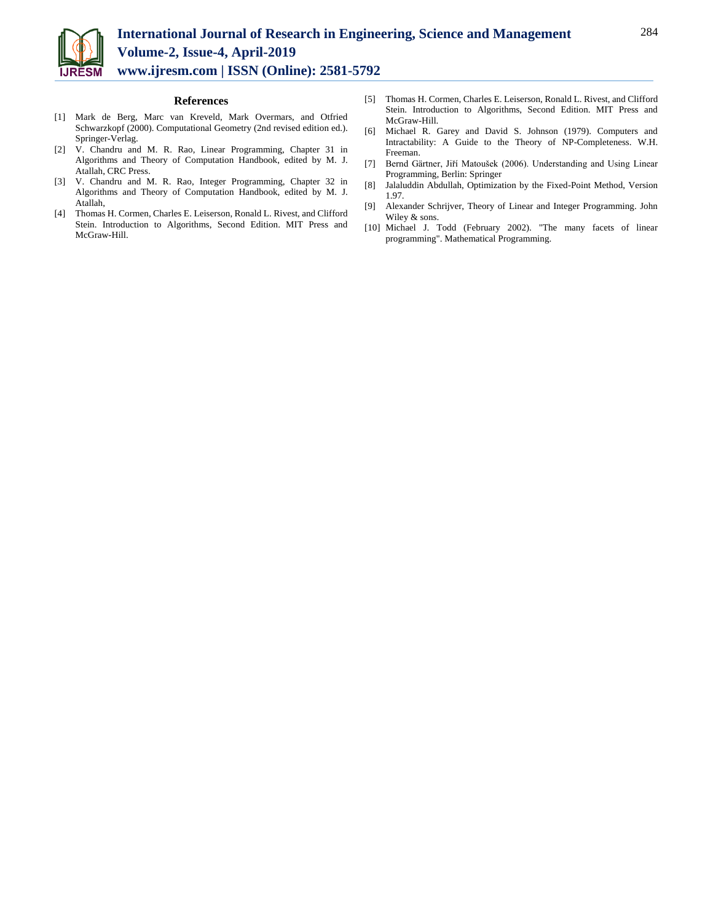## References

[1] Mark de Berg, Marc van Kreveld, Mark Overmars, and Otfried Schwarzkopf (2000). Computational Geometry (2nd revised edition ed.). Springer-Verlag.

[2] V. Chandru and M. R. Rao, Linear Programming, Chapter 31 in Algorithms and Theory of Computation Handbook, edited by M. J. Atallah, CRC Press.

[3] V. Chandru and M. R. Rao, Integer Programming, Chapter 32 in Algorithms and Theory of Computation Handbook, edited by M. J. Atallah,

[4] Thomas H. Cormen, Charles E. Leiserson, Ronald L. Rivest, and Clifford Stein. Introduction to Algorithms, Second Edition. MIT Press and McGraw-Hill.

[5] Thomas H. Cormen, Charles E. Leiserson, Ronald L. Rivest, and Clifford Stein. Introduction to Algorithms, Second Edition. MIT Press and McGraw-Hill.

[6] Michael R. Garey and David S. Johnson (1979). Computers and Intractability: A Guide to the Theory of NP-Completeness. W.H. Freeman.

[7] Bernd Gärtner, Jiří Matoušek (2006). Understanding and Using Linear Programming, Berlin: Springer

[8] Jalaluddin Abdullah, Optimization by the Fixed-Point Method, Version 1.97.

[9] Alexander Schrijver, Theory of Linear and Integer Programming. John Wiley & sons.

[10] Michael J. Todd (February 2002). "The many facets of linear programming". Mathematical Programming.